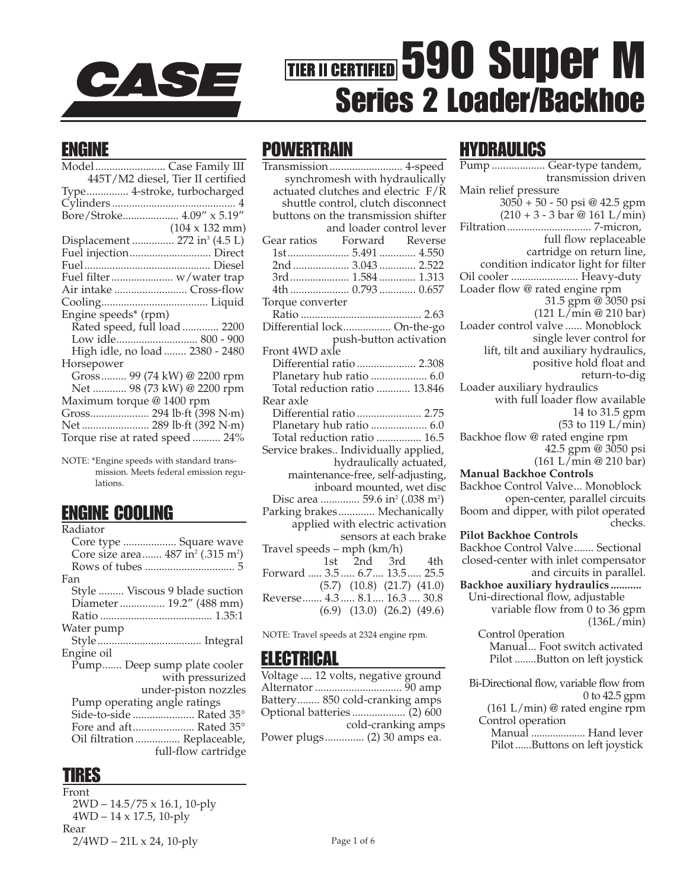# CASE

# TIER II CERTIFIED 590 Super M Series 2 Loader/Backhoe

## ENGINE

Model ......................... Case Family III 445T/M2 diesel, Tier II certified
Type............... 4-stroke, turbocharged
Cylinders ............................................ 4
Bore/Stroke.................... 4.09" x 5.19" (104 x 132 mm)
Displacement ............... 272 in$^3$ (4.5 L)
Fuel injection............................. Direct
Fuel............................................ Diesel
Fuel filter ...................... w/water trap
Air intake .......................... Cross-flow
Cooling...................................... Liquid
Engine speeds* (rpm)
  Rated speed, full load ............. 2200
  Low idle............................ 800 - 900
  High idle, no load ........ 2380 - 2480
Horsepower
  Gross......... 99 (74 kW) @ 2200 rpm
  Net ............ 98 (73 kW) @ 2200 rpm
Maximum torque @ 1400 rpm
Gross..................... 294 lb·ft (398 N·m)
Net ........................ 289 lb·ft (392 N·m)
Torque rise at rated speed .......... 24%

NOTE: *Engine speeds with standard transmission. Meets federal emission regulations.

## ENGINE COOLING

Radiator
  Core type ................... Square wave
  Core size area....... 487 in$^2$ (.315 m$^2$)
  Rows of tubes ............................... 5
Fan
  Style ......... Viscous 9 blade suction
  Diameter ................ 19.2" (488 mm)
  Ratio ........................................ 1.35:1
Water pump
  Style ..................................... Integral
Engine oil
  Pump....... Deep sump plate cooler with pressurized under-piston nozzles
  Pump operating angle ratings
  Side-to-side ...................... Rated 35°
  Fore and aft...................... Rated 35°
  Oil filtration................ Replaceable, full-flow cartridge

## TIRES

Front
  2WD – 14.5/75 x 16.1, 10-ply
  4WD – 14 x 17.5, 10-ply
Rear
  2/4WD – 21L x 24, 10-ply

## POWERTRAIN

Transmission .......................... 4-speed synchromesh with hydraulically actuated clutches and electric F/R shuttle control, clutch disconnect buttons on the transmission shifter and loader control lever

| Gear ratios | Forward | Reverse |
|---|---|---|
| 1st | 5.491 | 4.550 |
| 2nd | 3.043 | 2.522 |
| 3rd | 1.584 | 1.313 |
| 4th | 0.793 | 0.657 |

Torque converter
  Ratio ............................................ 2.63
Differential lock................. On-the-go push-button activation
Front 4WD axle
  Differential ratio ..................... 2.308
  Planetary hub ratio .................... 6.0
  Total reduction ratio ............ 13.846
Rear axle
  Differential ratio ....................... 2.75
  Planetary hub ratio .................... 6.0
  Total reduction ratio ................ 16.5
Service brakes.. Individually applied, hydraulically actuated, maintenance-free, self-adjusting, inboard mounted, wet disc
  Disc area .............. 59.6 in$^2$ (.038 m$^2$)
Parking brakes............. Mechanically applied with electric activation sensors at each brake

Travel speeds – mph (km/h)

| | 1st | 2nd | 3rd | 4th |
|---|---|---|---|---|
| Forward | 3.5 (5.7) | 6.7 (10.8) | 13.5 (21.7) | 25.5 (41.0) |
| Reverse | 4.3 (6.9) | 8.1 (13.0) | 16.3 (26.2) | 30.8 (49.6) |

NOTE: Travel speeds at 2324 engine rpm.

## ELECTRICAL

Voltage .... 12 volts, negative ground
Alternator ............................... 90 amp
Battery........ 850 cold-cranking amps
Optional batteries ................... (2) 600 cold-cranking amps
Power plugs.............. (2) 30 amps ea.

## HYDRAULICS

Pump .................. Gear-type tandem, transmission driven
Main relief pressure
  3050 + 50 - 50 psi @ 42.5 gpm
  (210 + 3 - 3 bar @ 161 L/min)
Filtration.............................. 7-micron, full flow replaceable cartridge on return line, condition indicator light for filter
Oil cooler ........................ Heavy-duty
Loader flow @ rated engine rpm
  31.5 gpm @ 3050 psi
  (121 L/min @ 210 bar)
Loader control valve ...... Monoblock single lever control for lift, tilt and auxiliary hydraulics, positive hold float and return-to-dig
Loader auxiliary hydraulics with full loader flow available
  14 to 31.5 gpm
  (53 to 119 L/min)
Backhoe flow @ rated engine rpm
  42.5 gpm @ 3050 psi
  (161 L/min @ 210 bar)

**Manual Backhoe Controls**
Backhoe Control Valve... Monoblock open-center, parallel circuits
Boom and dipper, with pilot operated checks.

**Pilot Backhoe Controls**
Backhoe Control Valve....... Sectional closed-center with inlet compensator and circuits in parallel.

**Backhoe auxiliary hydraulics...........**
  Uni-directional flow, adjustable variable flow from 0 to 36 gpm (136L/min)
    Control 0peration
      Manual... Foot switch activated
      Pilot ........Button on left joystick

  Bi-Directional flow, variable flow from 0 to 42.5 gpm (161 L/min) @ rated engine rpm
    Control operation
      Manual .................... Hand lever
      Pilot ......Buttons on left joystick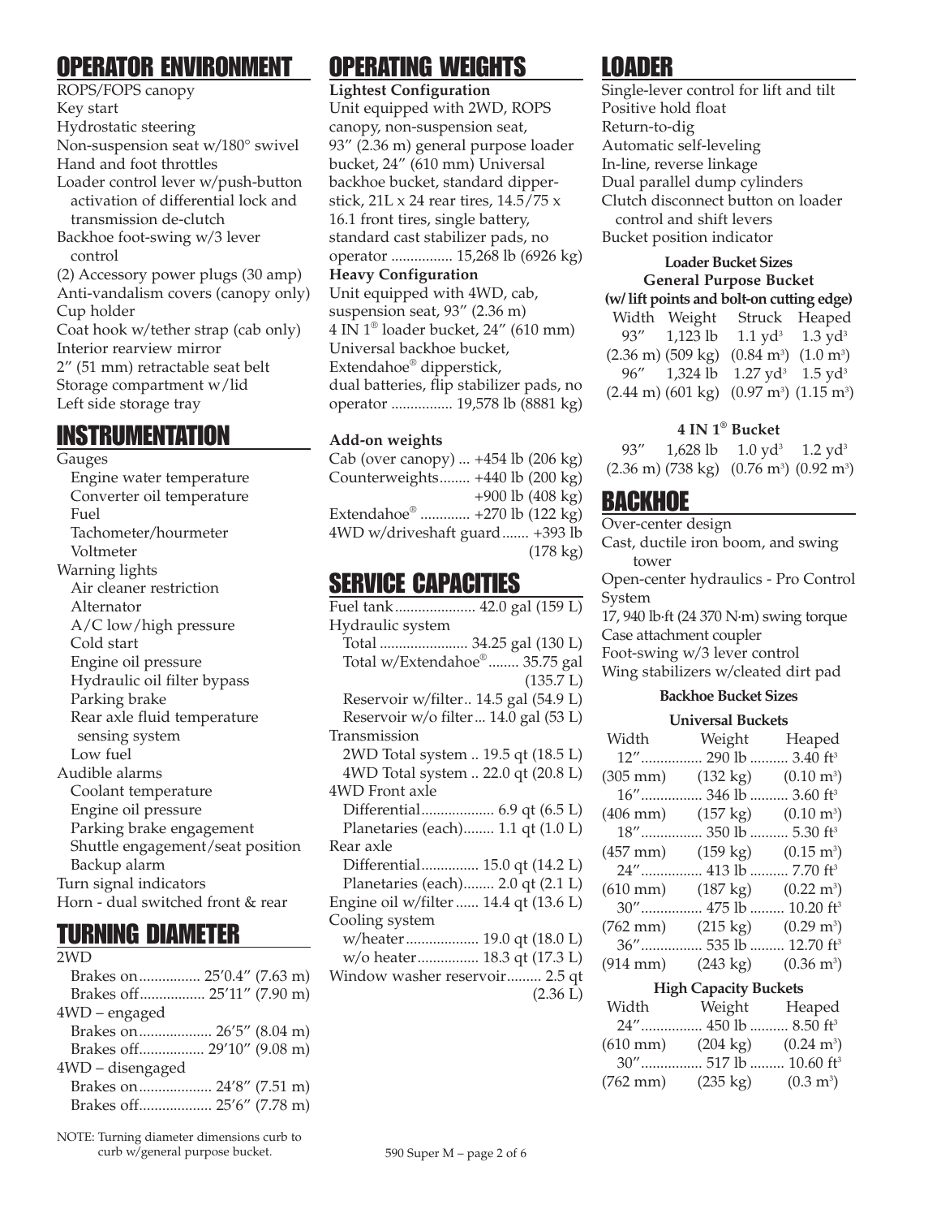## OPERATOR ENVIRONMENT

ROPS/FOPS canopy
Key start
Hydrostatic steering
Non-suspension seat w/180° swivel
Hand and foot throttles
Loader control lever w/push-button activation of differential lock and transmission de-clutch
Backhoe foot-swing w/3 lever control
(2) Accessory power plugs (30 amp)
Anti-vandalism covers (canopy only)
Cup holder
Coat hook w/tether strap (cab only)
Interior rearview mirror
2" (51 mm) retractable seat belt
Storage compartment w/lid
Left side storage tray

## INSTRUMENTATION

Gauges
- Engine water temperature
- Converter oil temperature
- Fuel
- Tachometer/hourmeter
- Voltmeter

Warning lights
- Air cleaner restriction
- Alternator
- A/C low/high pressure
- Cold start
- Engine oil pressure
- Hydraulic oil filter bypass
- Parking brake
- Rear axle fluid temperature sensing system
- Low fuel

Audible alarms
- Coolant temperature
- Engine oil pressure
- Parking brake engagement
- Shuttle engagement/seat position
- Backup alarm

Turn signal indicators
Horn - dual switched front & rear

## TURNING DIAMETER

2WD
- Brakes on ................ 25'0.4" (7.63 m)
- Brakes off ................ 25'11" (7.90 m)

4WD – engaged
- Brakes on ................ 26'5" (8.04 m)
- Brakes off ................ 29'10" (9.08 m)

4WD – disengaged
- Brakes on ................ 24'8" (7.51 m)
- Brakes off ................ 25'6" (7.78 m)

NOTE: Turning diameter dimensions curb to curb w/general purpose bucket.

## OPERATING WEIGHTS

**Lightest Configuration**
Unit equipped with 2WD, ROPS canopy, non-suspension seat, 93" (2.36 m) general purpose loader bucket, 24" (610 mm) Universal backhoe bucket, standard dipperstick, 21L x 24 rear tires, 14.5/75 x 16.1 front tires, single battery, standard cast stabilizer pads, no operator ................ 15,268 lb (6926 kg)

**Heavy Configuration**
Unit equipped with 4WD, cab, suspension seat, 93" (2.36 m) 4 IN 1® loader bucket, 24" (610 mm) Universal backhoe bucket, Extendahoe® dipperstick, dual batteries, flip stabilizer pads, no operator ................ 19,578 lb (8881 kg)

**Add-on weights**
- Cab (over canopy) ... +454 lb (206 kg)
- Counterweights ........ +440 lb (200 kg) / +900 lb (408 kg)
- Extendahoe® ............. +270 lb (122 kg)
- 4WD w/driveshaft guard ....... +393 lb (178 kg)

## SERVICE CAPACITIES

Fuel tank ..................... 42.0 gal (159 L)

Hydraulic system
- Total ....................... 34.25 gal (130 L)
- Total w/Extendahoe® ........ 35.75 gal (135.7 L)
- Reservoir w/filter .. 14.5 gal (54.9 L)
- Reservoir w/o filter ... 14.0 gal (53 L)

Transmission
- 2WD Total system .. 19.5 qt (18.5 L)
- 4WD Total system .. 22.0 qt (20.8 L)

4WD Front axle
- Differential .................. 6.9 qt (6.5 L)
- Planetaries (each) ........ 1.1 qt (1.0 L)

Rear axle
- Differential ............... 15.0 qt (14.2 L)
- Planetaries (each) ........ 2.0 qt (2.1 L)

Engine oil w/filter ...... 14.4 qt (13.6 L)

Cooling system
- w/heater .................. 19.0 qt (18.0 L)
- w/o heater ................ 18.3 qt (17.3 L)

Window washer reservoir ......... 2.5 qt (2.36 L)

## LOADER

Single-lever control for lift and tilt
Positive hold float
Return-to-dig
Automatic self-leveling
In-line, reverse linkage
Dual parallel dump cylinders
Clutch disconnect button on loader control and shift levers
Bucket position indicator

**Loader Bucket Sizes**
**General Purpose Bucket**
**(w/ lift points and bolt-on cutting edge)**

| Width | Weight | Struck | Heaped |
|---|---|---|---|
| 93" (2.36 m) | 1,123 lb (509 kg) | 1.1 $yd^3$ (0.84 $m^3$) | 1.3 $yd^3$ (1.0 $m^3$) |
| 96" (2.44 m) | 1,324 lb (601 kg) | 1.27 $yd^3$ (0.97 $m^3$) | 1.5 $yd^3$ (1.15 $m^3$) |

**4 IN 1® Bucket**

| Width | Weight | Struck | Heaped |
|---|---|---|---|
| 93" (2.36 m) | 1,628 lb (738 kg) | 1.0 $yd^3$ (0.76 $m^3$) | 1.2 $yd^3$ (0.92 $m^3$) |

## BACKHOE

Over-center design
Cast, ductile iron boom, and swing tower
Open-center hydraulics - Pro Control System
17, 940 lb·ft (24 370 N·m) swing torque
Case attachment coupler
Foot-swing w/3 lever control
Wing stabilizers w/cleated dirt pad

**Backhoe Bucket Sizes**

**Universal Buckets**

| Width | Weight | Heaped |
|---|---|---|
| 12" (305 mm) | 290 lb (132 kg) | 3.40 $ft^3$ (0.10 $m^3$) |
| 16" (406 mm) | 346 lb (157 kg) | 3.60 $ft^3$ (0.10 $m^3$) |
| 18" (457 mm) | 350 lb (159 kg) | 5.30 $ft^3$ (0.15 $m^3$) |
| 24" (610 mm) | 413 lb (187 kg) | 7.70 $ft^3$ (0.22 $m^3$) |
| 30" (762 mm) | 475 lb (215 kg) | 10.20 $ft^3$ (0.29 $m^3$) |
| 36" (914 mm) | 535 lb (243 kg) | 12.70 $ft^3$ (0.36 $m^3$) |

**High Capacity Buckets**

| Width | Weight | Heaped |
|---|---|---|
| 24" (610 mm) | 450 lb (204 kg) | 8.50 $ft^3$ (0.24 $m^3$) |
| 30" (762 mm) | 517 lb (235 kg) | 10.60 $ft^3$ (0.3 $m^3$) |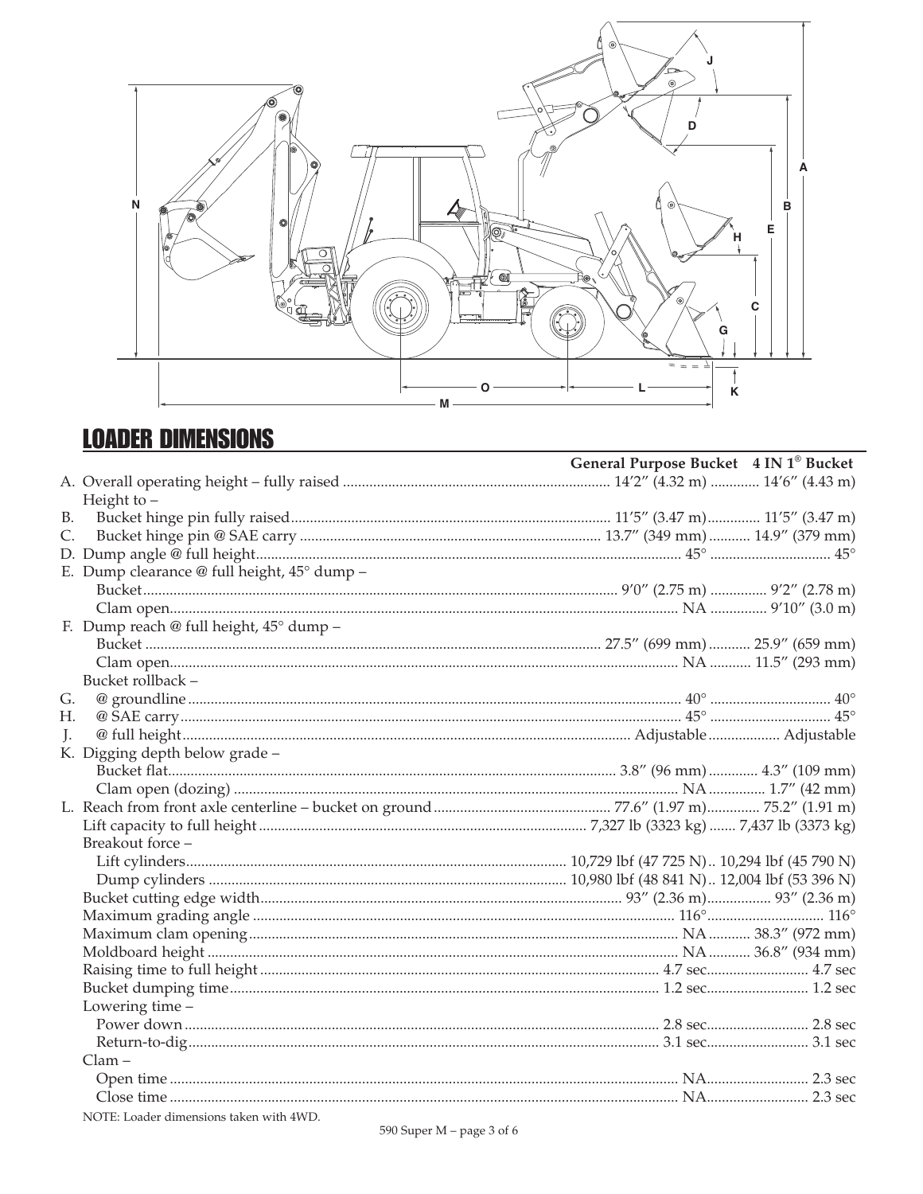## LOADER DIMENSIONS

| | | General Purpose Bucket | 4 IN 1® Bucket |
|---|---|---|---|
| A. | Overall operating height – fully raised | 14′2″ (4.32 m) | 14′6″ (4.43 m) |
| | Height to – | | |
| B. | Bucket hinge pin fully raised | 11′5″ (3.47 m) | 11′5″ (3.47 m) |
| C. | Bucket hinge pin @ SAE carry | 13.7″ (349 mm) | 14.9″ (379 mm) |
| D. | Dump angle @ full height | 45° | 45° |
| E. | Dump clearance @ full height, 45° dump – | | |
| | Bucket | 9′0″ (2.75 m) | 9′2″ (2.78 m) |
| | Clam open | NA | 9′10″ (3.0 m) |
| F. | Dump reach @ full height, 45° dump – | | |
| | Bucket | 27.5″ (699 mm) | 25.9″ (659 mm) |
| | Clam open | NA | 11.5″ (293 mm) |
| | Bucket rollback – | | |
| G. | @ groundline | 40° | 40° |
| H. | @ SAE carry | 45° | 45° |
| J. | @ full height | Adjustable | Adjustable |
| K. | Digging depth below grade – | | |
| | Bucket flat | 3.8″ (96 mm) | 4.3″ (109 mm) |
| | Clam open (dozing) | NA | 1.7″ (42 mm) |
| L. | Reach from front axle centerline – bucket on ground | 77.6″ (1.97 m) | 75.2″ (1.91 m) |
| | Lift capacity to full height | 7,327 lb (3323 kg) | 7,437 lb (3373 kg) |
| | Breakout force – | | |
| | Lift cylinders | 10,729 lbf (47 725 N) | 10,294 lbf (45 790 N) |
| | Dump cylinders | 10,980 lbf (48 841 N) | 12,004 lbf (53 396 N) |
| | Bucket cutting edge width | 93″ (2.36 m) | 93″ (2.36 m) |
| | Maximum grading angle | 116° | 116° |
| | Maximum clam opening | NA | 38.3″ (972 mm) |
| | Moldboard height | NA | 36.8″ (934 mm) |
| | Raising time to full height | 4.7 sec | 4.7 sec |
| | Bucket dumping time | 1.2 sec | 1.2 sec |
| | Lowering time – | | |
| | Power down | 2.8 sec | 2.8 sec |
| | Return-to-dig | 3.1 sec | 3.1 sec |
| | Clam – | | |
| | Open time | NA | 2.3 sec |
| | Close time | NA | 2.3 sec |

NOTE: Loader dimensions taken with 4WD.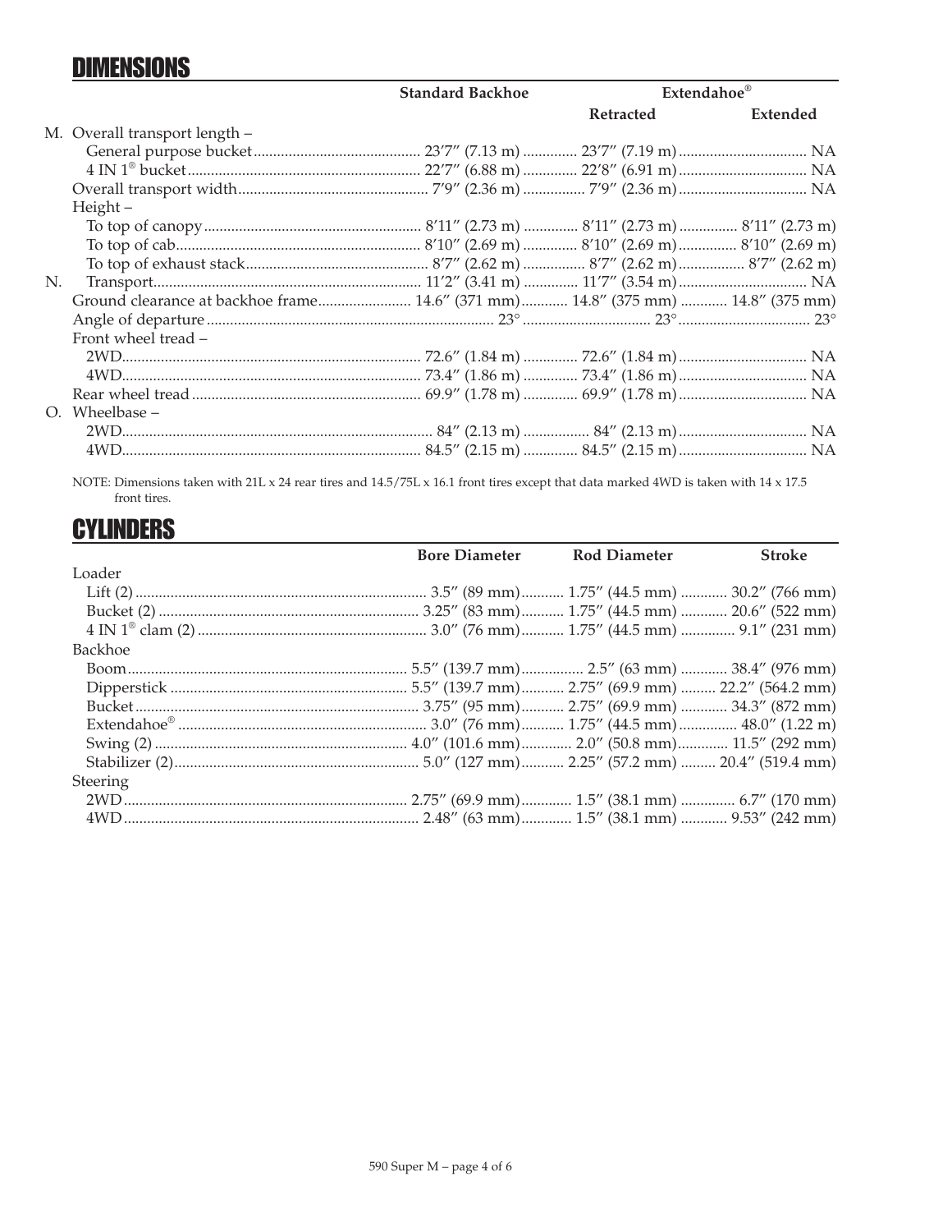## DIMENSIONS

| | Standard Backhoe | Extendahoe® | |
|---|---|---|---|
| | | Retracted | Extended |
| M. Overall transport length – | | | |
| General purpose bucket | 23′7″ (7.13 m) | 23′7″ (7.19 m) | NA |
| 4 IN 1® bucket | 22′7″ (6.88 m) | 22′8″ (6.91 m) | NA |
| Overall transport width | 7′9″ (2.36 m) | 7′9″ (2.36 m) | NA |
| Height – | | | |
| To top of canopy | 8′11″ (2.73 m) | 8′11″ (2.73 m) | 8′11″ (2.73 m) |
| To top of cab | 8′10″ (2.69 m) | 8′10″ (2.69 m) | 8′10″ (2.69 m) |
| To top of exhaust stack | 8′7″ (2.62 m) | 8′7″ (2.62 m) | 8′7″ (2.62 m) |
| N. Transport | 11′2″ (3.41 m) | 11′7″ (3.54 m) | NA |
| Ground clearance at backhoe frame | 14.6″ (371 mm) | 14.8″ (375 mm) | 14.8″ (375 mm) |
| Angle of departure | 23° | 23° | 23° |
| Front wheel tread – | | | |
| 2WD | 72.6″ (1.84 m) | 72.6″ (1.84 m) | NA |
| 4WD | 73.4″ (1.86 m) | 73.4″ (1.86 m) | NA |
| Rear wheel tread | 69.9″ (1.78 m) | 69.9″ (1.78 m) | NA |
| O. Wheelbase – | | | |
| 2WD | 84″ (2.13 m) | 84″ (2.13 m) | NA |
| 4WD | 84.5″ (2.15 m) | 84.5″ (2.15 m) | NA |

NOTE: Dimensions taken with 21L x 24 rear tires and 14.5/75L x 16.1 front tires except that data marked 4WD is taken with 14 x 17.5 front tires.

## CYLINDERS

| | Bore Diameter | Rod Diameter | Stroke |
|---|---|---|---|
| Loader | | | |
| Lift (2) | 3.5″ (89 mm) | 1.75″ (44.5 mm) | 30.2″ (766 mm) |
| Bucket (2) | 3.25″ (83 mm) | 1.75″ (44.5 mm) | 20.6″ (522 mm) |
| 4 IN 1® clam (2) | 3.0″ (76 mm) | 1.75″ (44.5 mm) | 9.1″ (231 mm) |
| Backhoe | | | |
| Boom | 5.5″ (139.7 mm) | 2.5″ (63 mm) | 38.4″ (976 mm) |
| Dipperstick | 5.5″ (139.7 mm) | 2.75″ (69.9 mm) | 22.2″ (564.2 mm) |
| Bucket | 3.75″ (95 mm) | 2.75″ (69.9 mm) | 34.3″ (872 mm) |
| Extendahoe® | 3.0″ (76 mm) | 1.75″ (44.5 mm) | 48.0″ (1.22 m) |
| Swing (2) | 4.0″ (101.6 mm) | 2.0″ (50.8 mm) | 11.5″ (292 mm) |
| Stabilizer (2) | 5.0″ (127 mm) | 2.25″ (57.2 mm) | 20.4″ (519.4 mm) |
| Steering | | | |
| 2WD | 2.75″ (69.9 mm) | 1.5″ (38.1 mm) | 6.7″ (170 mm) |
| 4WD | 2.48″ (63 mm) | 1.5″ (38.1 mm) | 9.53″ (242 mm) |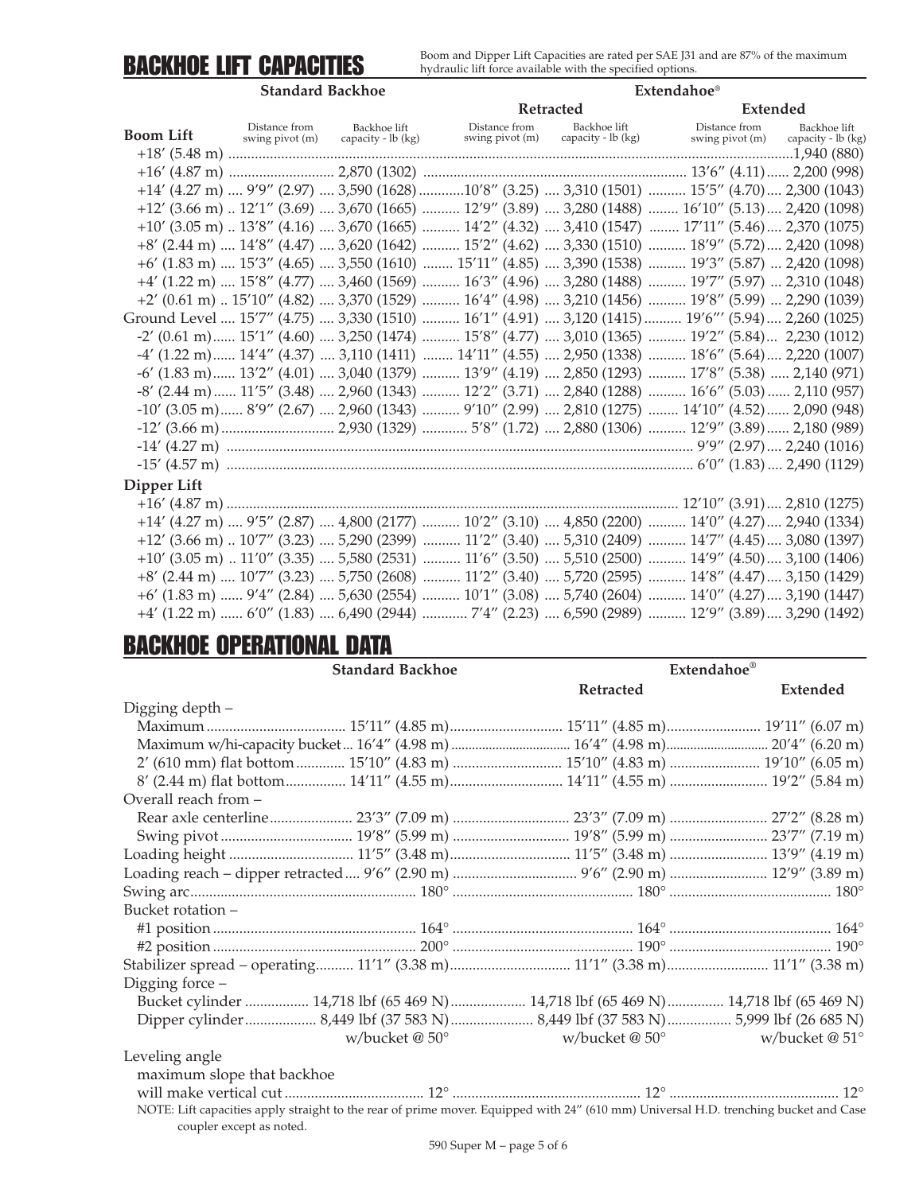# BACKHOE LIFT CAPACITIES

Boom and Dipper Lift Capacities are rated per SAE J31 and are 87% of the maximum hydraulic lift force available with the specified options.

| | Standard Backhoe | | Extendahoe® | | | |
|---|---|---|---|---|---|---|
| | | | Retracted | | Extended | |
| **Boom Lift** | Distance from swing pivot (m) | Backhoe lift capacity - lb (kg) | Distance from swing pivot (m) | Backhoe lift capacity - lb (kg) | Distance from swing pivot (m) | Backhoe lift capacity - lb (kg) |
| +18′ (5.48 m) | | | | | | 1,940 (880) |
| +16′ (4.87 m) | | 2,870 (1302) | | | 13′6″ (4.11) | 2,200 (998) |
| +14′ (4.27 m) | 9′9″ (2.97) | 3,590 (1628) | 10′8″ (3.25) | 3,310 (1501) | 15′5″ (4.70) | 2,300 (1043) |
| +12′ (3.66 m) | 12′1″ (3.69) | 3,670 (1665) | 12′9″ (3.89) | 3,280 (1488) | 16′10″ (5.13) | 2,420 (1098) |
| +10′ (3.05 m) | 13′8″ (4.16) | 3,670 (1665) | 14′2″ (4.32) | 3,410 (1547) | 17′11″ (5.46) | 2,370 (1075) |
| +8′ (2.44 m) | 14′8″ (4.47) | 3,620 (1642) | 15′2″ (4.62) | 3,330 (1510) | 18′9″ (5.72) | 2,420 (1098) |
| +6′ (1.83 m) | 15′3″ (4.65) | 3,550 (1610) | 15′11″ (4.85) | 3,390 (1538) | 19′3″ (5.87) | 2,420 (1098) |
| +4′ (1.22 m) | 15′8″ (4.77) | 3,460 (1569) | 16′3″ (4.96) | 3,280 (1488) | 19′7″ (5.97) | 2,310 (1048) |
| +2′ (0.61 m) | 15′10″ (4.82) | 3,370 (1529) | 16′4″ (4.98) | 3,210 (1456) | 19′8″ (5.99) | 2,290 (1039) |
| Ground Level | 15′7″ (4.75) | 3,330 (1510) | 16′1″ (4.91) | 3,120 (1415) | 19′6″′ (5.94) | 2,260 (1025) |
| -2′ (0.61 m) | 15′1″ (4.60) | 3,250 (1474) | 15′8″ (4.77) | 3,010 (1365) | 19′2″ (5.84) | 2,230 (1012) |
| -4′ (1.22 m) | 14′4″ (4.37) | 3,110 (1411) | 14′11″ (4.55) | 2,950 (1338) | 18′6″ (5.64) | 2,220 (1007) |
| -6′ (1.83 m) | 13′2″ (4.01) | 3,040 (1379) | 13′9″ (4.19) | 2,850 (1293) | 17′8″ (5.38) | 2,140 (971) |
| -8′ (2.44 m) | 11′5″ (3.48) | 2,960 (1343) | 12′2″ (3.71) | 2,840 (1288) | 16′6″ (5.03) | 2,110 (957) |
| -10′ (3.05 m) | 8′9″ (2.67) | 2,960 (1343) | 9′10″ (2.99) | 2,810 (1275) | 14′10″ (4.52) | 2,090 (948) |
| -12′ (3.66 m) | | 2,930 (1329) | 5′8″ (1.72) | 2,880 (1306) | 12′9″ (3.89) | 2,180 (989) |
| -14′ (4.27 m) | | | | | 9′9″ (2.97) | 2,240 (1016) |
| -15′ (4.57 m) | | | | | 6′0″ (1.83) | 2,490 (1129) |
| **Dipper Lift** | | | | | | |
| +16′ (4.87 m) | | | | | 12′10″ (3.91) | 2,810 (1275) |
| +14′ (4.27 m) | 9′5″ (2.87) | 4,800 (2177) | 10′2″ (3.10) | 4,850 (2200) | 14′0″ (4.27) | 2,940 (1334) |
| +12′ (3.66 m) | 10′7″ (3.23) | 5,290 (2399) | 11′2″ (3.40) | 5,310 (2409) | 14′7″ (4.45) | 3,080 (1397) |
| +10′ (3.05 m) | 11′0″ (3.35) | 5,580 (2531) | 11′6″ (3.50) | 5,510 (2500) | 14′9″ (4.50) | 3,100 (1406) |
| +8′ (2.44 m) | 10′7″ (3.23) | 5,750 (2608) | 11′2″ (3.40) | 5,720 (2595) | 14′8″ (4.47) | 3,150 (1429) |
| +6′ (1.83 m) | 9′4″ (2.84) | 5,630 (2554) | 10′1″ (3.08) | 5,740 (2604) | 14′0″ (4.27) | 3,190 (1447) |
| +4′ (1.22 m) | 6′0″ (1.83) | 6,490 (2944) | 7′4″ (2.23) | 6,590 (2989) | 12′9″ (3.89) | 3,290 (1492) |

# BACKHOE OPERATIONAL DATA

| | Standard Backhoe | Extendahoe® Retracted | Extendahoe® Extended |
|---|---|---|---|
| **Digging depth –** | | | |
| Maximum | 15′11″ (4.85 m) | 15′11″ (4.85 m) | 19′11″ (6.07 m) |
| Maximum w/hi-capacity bucket | 16′4″ (4.98 m) | 16′4″ (4.98 m) | 20′4″ (6.20 m) |
| 2′ (610 mm) flat bottom | 15′10″ (4.83 m) | 15′10″ (4.83 m) | 19′10″ (6.05 m) |
| 8′ (2.44 m) flat bottom | 14′11″ (4.55 m) | 14′11″ (4.55 m) | 19′2″ (5.84 m) |
| **Overall reach from –** | | | |
| Rear axle centerline | 23′3″ (7.09 m) | 23′3″ (7.09 m) | 27′2″ (8.28 m) |
| Swing pivot | 19′8″ (5.99 m) | 19′8″ (5.99 m) | 23′7″ (7.19 m) |
| Loading height | 11′5″ (3.48 m) | 11′5″ (3.48 m) | 13′9″ (4.19 m) |
| Loading reach – dipper retracted | 9′6″ (2.90 m) | 9′6″ (2.90 m) | 12′9″ (3.89 m) |
| Swing arc | 180° | 180° | 180° |
| **Bucket rotation –** | | | |
| #1 position | 164° | 164° | 164° |
| #2 position | 200° | 190° | 190° |
| Stabilizer spread – operating | 11′1″ (3.38 m) | 11′1″ (3.38 m) | 11′1″ (3.38 m) |
| **Digging force –** | | | |
| Bucket cylinder | 14,718 lbf (65 469 N) | 14,718 lbf (65 469 N) | 14,718 lbf (65 469 N) |
| Dipper cylinder | 8,449 lbf (37 583 N) | 8,449 lbf (37 583 N) | 5,999 lbf (26 685 N) |
| | w/bucket @ 50° | w/bucket @ 50° | w/bucket @ 51° |
| **Leveling angle** | | | |
| maximum slope that backhoe will make vertical cut | 12° | 12° | 12° |

NOTE: Lift capacities apply straight to the rear of prime mover. Equipped with 24″ (610 mm) Universal H.D. trenching bucket and Case coupler except as noted.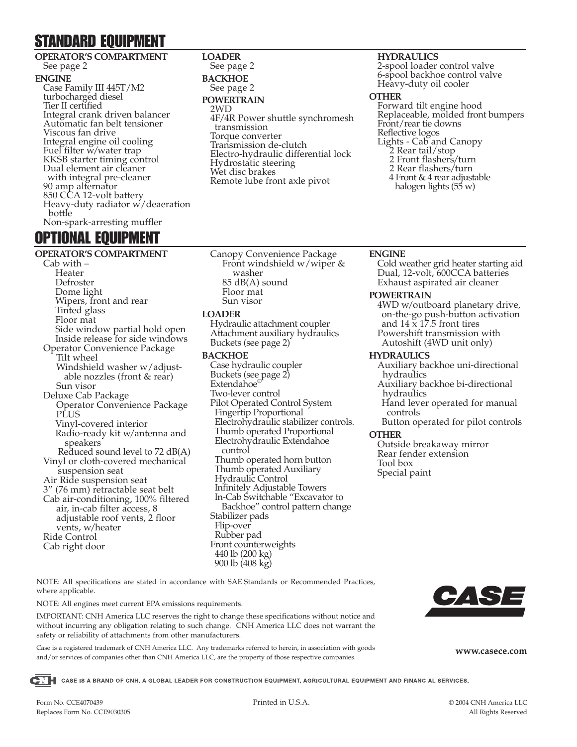# STANDARD EQUIPMENT

**OPERATOR'S COMPARTMENT**
- See page 2

**ENGINE**
- Case Family III 445T/M2 turbocharged diesel
- Tier II certified
- Integral crank driven balancer
- Automatic fan belt tensioner
- Viscous fan drive
- Integral engine oil cooling
- Fuel filter w/water trap
- KKSB starter timing control
- Dual element air cleaner with integral pre-cleaner
- 90 amp alternator
- 850 CCA 12-volt battery
- Heavy-duty radiator w/deaeration bottle
- Non-spark-arresting muffler

**LOADER**
- See page 2

**BACKHOE**
- See page 2

**POWERTRAIN**
- 2WD
- 4F/4R Power shuttle synchromesh transmission
- Torque converter
- Transmission de-clutch
- Electro-hydraulic differential lock
- Hydrostatic steering
- Wet disc brakes
- Remote lube front axle pivot

**HYDRAULICS**
- 2-spool loader control valve
- 6-spool backhoe control valve
- Heavy-duty oil cooler

**OTHER**
- Forward tilt engine hood
- Replaceable, molded front bumpers
- Front/rear tie downs
- Reflective logos
- Lights - Cab and Canopy
  - 2 Rear tail/stop
  - 2 Front flashers/turn
  - 2 Rear flashers/turn
  - 4 Front & 4 rear adjustable halogen lights (55 w)

# OPTIONAL EQUIPMENT

**OPERATOR'S COMPARTMENT**
- Cab with –
  - Heater
  - Defroster
  - Dome light
  - Wipers, front and rear
  - Tinted glass
  - Floor mat
  - Side window partial hold open
  - Inside release for side windows
- Operator Convenience Package
  - Tilt wheel
  - Windshield washer w/adjustable nozzles (front & rear)
  - Sun visor
- Deluxe Cab Package
  - Operator Convenience Package PLUS
  - Vinyl-covered interior
  - Radio-ready kit w/antenna and speakers
  - Reduced sound level to 72 dB(A)
- Vinyl or cloth-covered mechanical suspension seat
- Air Ride suspension seat
- 3" (76 mm) retractable seat belt
- Cab air-conditioning, 100% filtered air, in-cab filter access, 8 adjustable roof vents, 2 floor vents, w/heater
- Ride Control
- Cab right door
- Canopy Convenience Package
  - Front windshield w/wiper & washer
  - 85 dB(A) sound
  - Floor mat
  - Sun visor

**LOADER**
- Hydraulic attachment coupler
- Attachment auxiliary hydraulics
- Buckets (see page 2)

**BACKHOE**
- Case hydraulic coupler
- Buckets (see page 2)
- Extendahoe®
- Two-lever control
- Pilot Operated Control System
  - Fingertip Proportional Electrohydraulic stabilizer controls.
  - Thumb operated Proportional Electrohydraulic Extendahoe control
  - Thumb operated horn button
  - Thumb operated Auxiliary Hydraulic Control
  - Infinitely Adjustable Towers
  - In-Cab Switchable "Excavator to Backhoe" control pattern change
- Stabilizer pads
  - Flip-over
  - Rubber pad
- Front counterweights
  - 440 lb (200 kg)
  - 900 lb (408 kg)

**ENGINE**
- Cold weather grid heater starting aid
- Dual, 12-volt, 600CCA batteries
- Exhaust aspirated air cleaner

**POWERTRAIN**
- 4WD w/outboard planetary drive, on-the-go push-button activation and 14 x 17.5 front tires
- Powershift transmission with Autoshift (4WD unit only)

**HYDRAULICS**
- Auxiliary backhoe uni-directional hydraulics
- Auxiliary backhoe bi-directional hydraulics
  - Hand lever operated for manual controls
  - Button operated for pilot controls

**OTHER**
- Outside breakaway mirror
- Rear fender extension
- Tool box
- Special paint

NOTE: All specifications are stated in accordance with SAE Standards or Recommended Practices, where applicable.

NOTE: All engines meet current EPA emissions requirements.

IMPORTANT: CNH America LLC reserves the right to change these specifications without notice and without incurring any obligation relating to such change. CNH America LLC does not warrant the safety or reliability of attachments from other manufacturers.

Case is a registered trademark of CNH America LLC. Any trademarks referred to herein, in association with goods and/or services of companies other than CNH America LLC, are the property of those respective companies.

CASE

www.casece.com

CASE IS A BRAND OF CNH, A GLOBAL LEADER FOR CONSTRUCTION EQUIPMENT, AGRICULTURAL EQUIPMENT AND FINANCIAL SERVICES.

Form No. CCE4070439
Replaces Form No. CCE9030305

Printed in U.S.A.

© 2004 CNH America LLC
All Rights Reserved